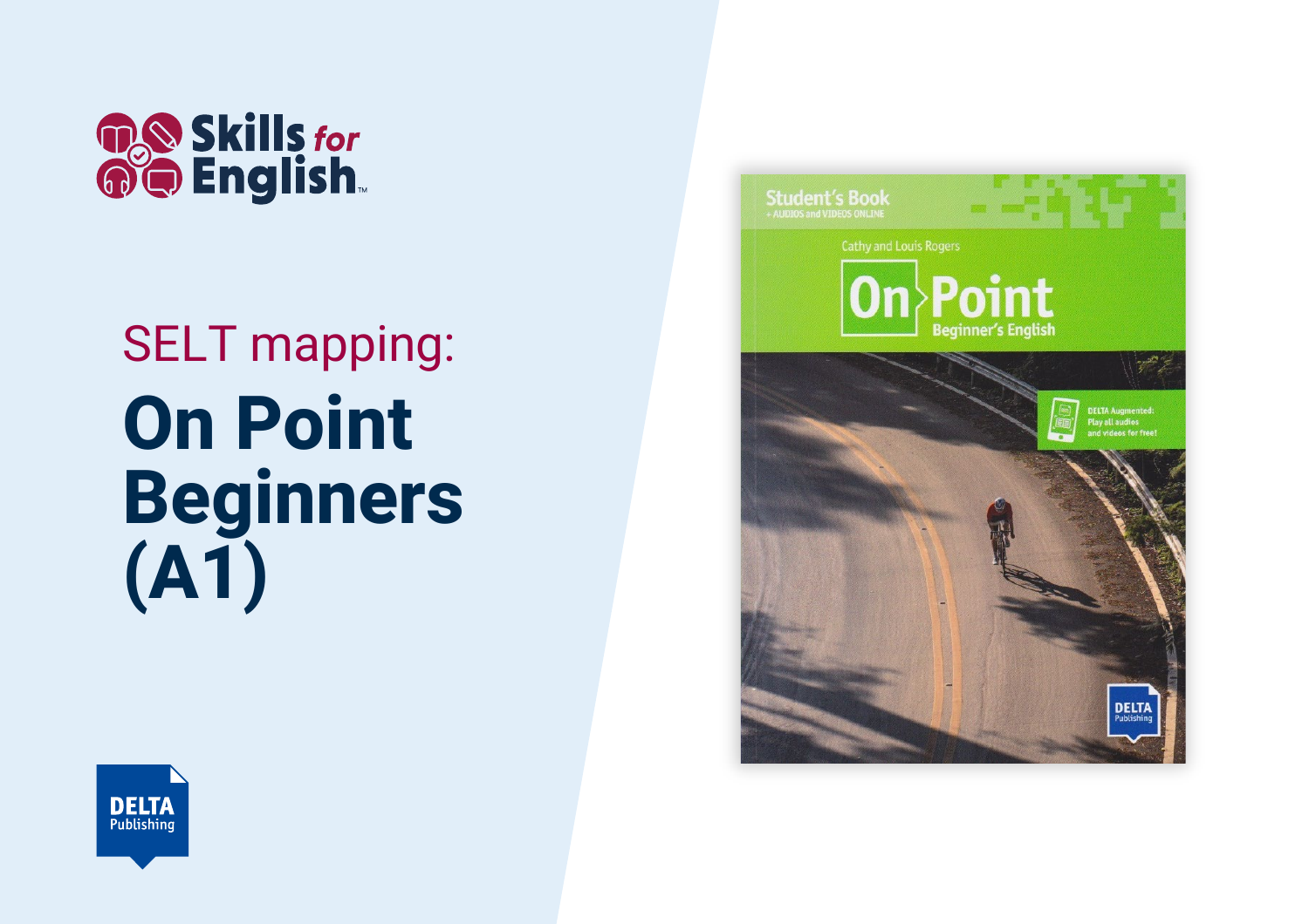Skills for English

SELT mapping:

# On Point Beginners (A1)

Student's Book
+ AUDIOS and VIDEOS ONLINE

Cathy and Louis Rogers

On Point
Beginner's English

DELTA Augmented: Play all audios and videos for free!

DELTA Publishing

DELTA Publishing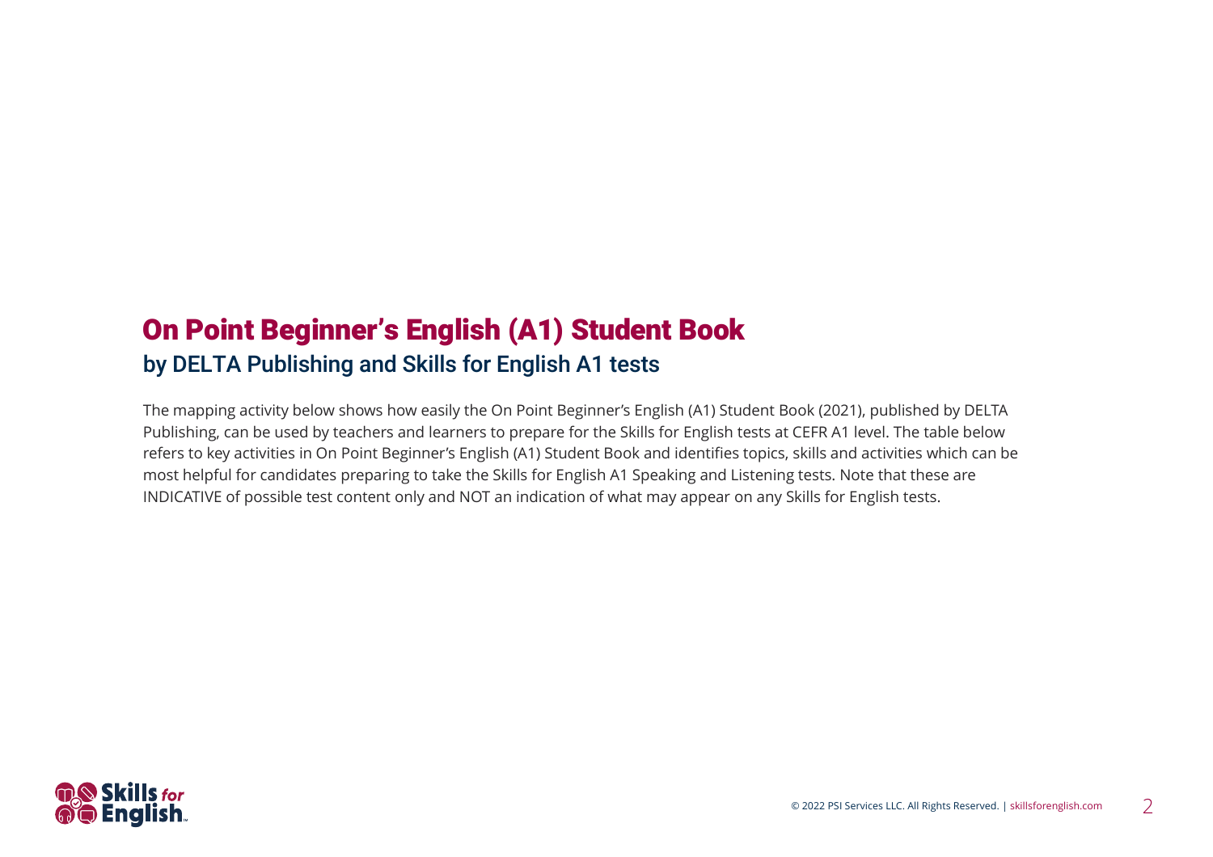# On Point Beginner's English (A1) Student Book

## by DELTA Publishing and Skills for English A1 tests

The mapping activity below shows how easily the On Point Beginner's English (A1) Student Book (2021), published by DELTA Publishing, can be used by teachers and learners to prepare for the Skills for English tests at CEFR A1 level. The table below refers to key activities in On Point Beginner's English (A1) Student Book and identifies topics, skills and activities which can be most helpful for candidates preparing to take the Skills for English A1 Speaking and Listening tests. Note that these are INDICATIVE of possible test content only and NOT an indication of what may appear on any Skills for English tests.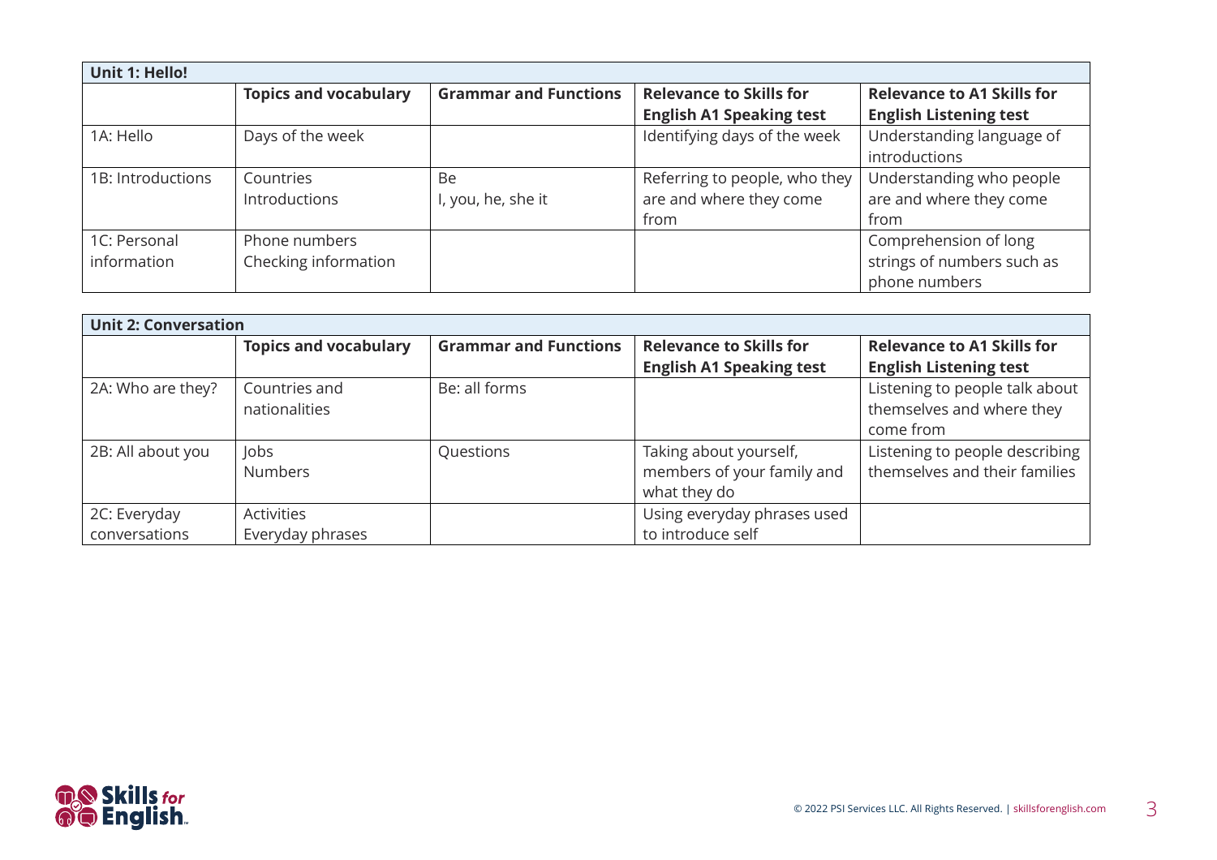| Unit 1: Hello! | | | | |
|---|---|---|---|---|
| | **Topics and vocabulary** | **Grammar and Functions** | **Relevance to Skills for English A1 Speaking test** | **Relevance to A1 Skills for English Listening test** |
| 1A: Hello | Days of the week | | Identifying days of the week | Understanding language of introductions |
| 1B: Introductions | Countries<br>Introductions | Be<br>I, you, he, she it | Referring to people, who they are and where they come from | Understanding who people are and where they come from |
| 1C: Personal information | Phone numbers<br>Checking information | | | Comprehension of long strings of numbers such as phone numbers |

| Unit 2: Conversation | | | | |
|---|---|---|---|---|
| | **Topics and vocabulary** | **Grammar and Functions** | **Relevance to Skills for English A1 Speaking test** | **Relevance to A1 Skills for English Listening test** |
| 2A: Who are they? | Countries and nationalities | Be: all forms | | Listening to people talk about themselves and where they come from |
| 2B: All about you | Jobs<br>Numbers | Questions | Taking about yourself, members of your family and what they do | Listening to people describing themselves and their families |
| 2C: Everyday conversations | Activities<br>Everyday phrases | | Using everyday phrases used to introduce self | |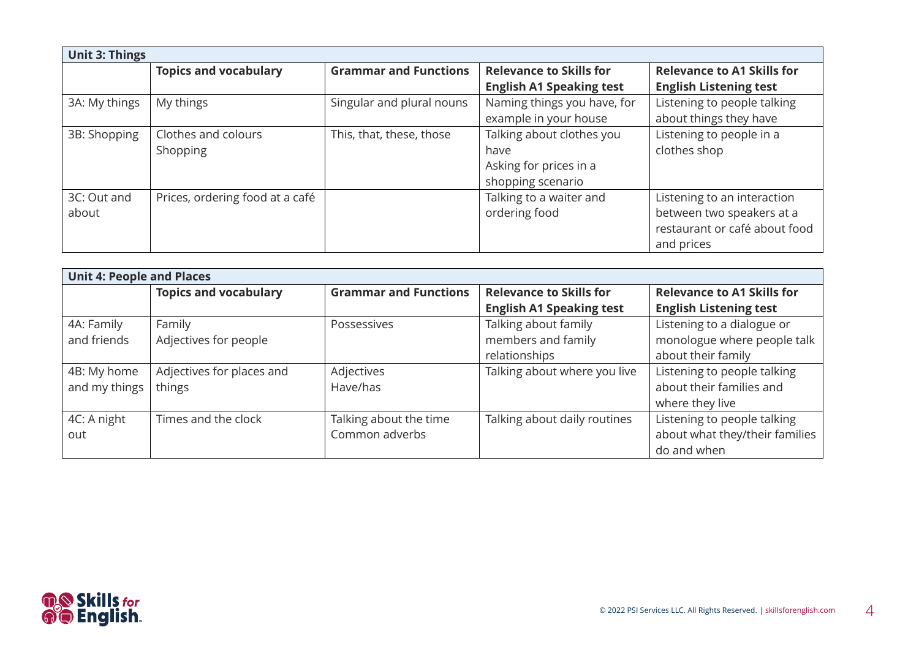| Unit 3: Things | | | | |
|---|---|---|---|---|
| | **Topics and vocabulary** | **Grammar and Functions** | **Relevance to Skills for English A1 Speaking test** | **Relevance to A1 Skills for English Listening test** |
| 3A: My things | My things | Singular and plural nouns | Naming things you have, for example in your house | Listening to people talking about things they have |
| 3B: Shopping | Clothes and colours<br>Shopping | This, that, these, those | Talking about clothes you have<br>Asking for prices in a shopping scenario | Listening to people in a clothes shop |
| 3C: Out and about | Prices, ordering food at a café | | Talking to a waiter and ordering food | Listening to an interaction between two speakers at a restaurant or café about food and prices |

| Unit 4: People and Places | | | | |
|---|---|---|---|---|
| | **Topics and vocabulary** | **Grammar and Functions** | **Relevance to Skills for English A1 Speaking test** | **Relevance to A1 Skills for English Listening test** |
| 4A: Family and friends | Family<br>Adjectives for people | Possessives | Talking about family members and family relationships | Listening to a dialogue or monologue where people talk about their family |
| 4B: My home and my things | Adjectives for places and things | Adjectives<br>Have/has | Talking about where you live | Listening to people talking about their families and where they live |
| 4C: A night out | Times and the clock | Talking about the time<br>Common adverbs | Talking about daily routines | Listening to people talking about what they/their families do and when |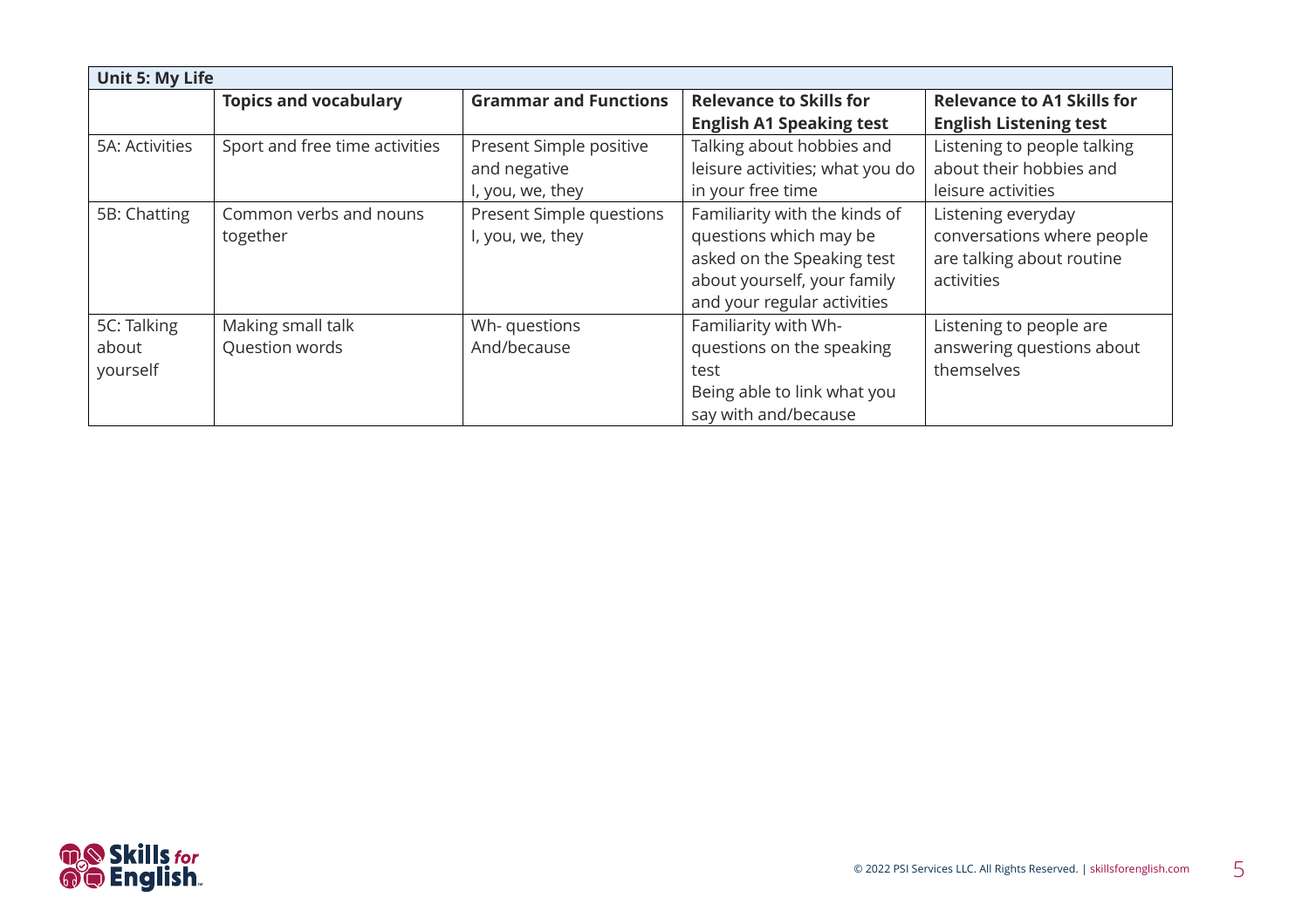| Unit 5: My Life | | | | |
|---|---|---|---|---|
| | **Topics and vocabulary** | **Grammar and Functions** | **Relevance to Skills for English A1 Speaking test** | **Relevance to A1 Skills for English Listening test** |
| 5A: Activities | Sport and free time activities | Present Simple positive and negative<br>I, you, we, they | Talking about hobbies and leisure activities; what you do in your free time | Listening to people talking about their hobbies and leisure activities |
| 5B: Chatting | Common verbs and nouns together | Present Simple questions<br>I, you, we, they | Familiarity with the kinds of questions which may be asked on the Speaking test about yourself, your family and your regular activities | Listening everyday conversations where people are talking about routine activities |
| 5C: Talking about yourself | Making small talk<br>Question words | Wh- questions<br>And/because | Familiarity with Wh- questions on the speaking test<br>Being able to link what you say with and/because | Listening to people are answering questions about themselves |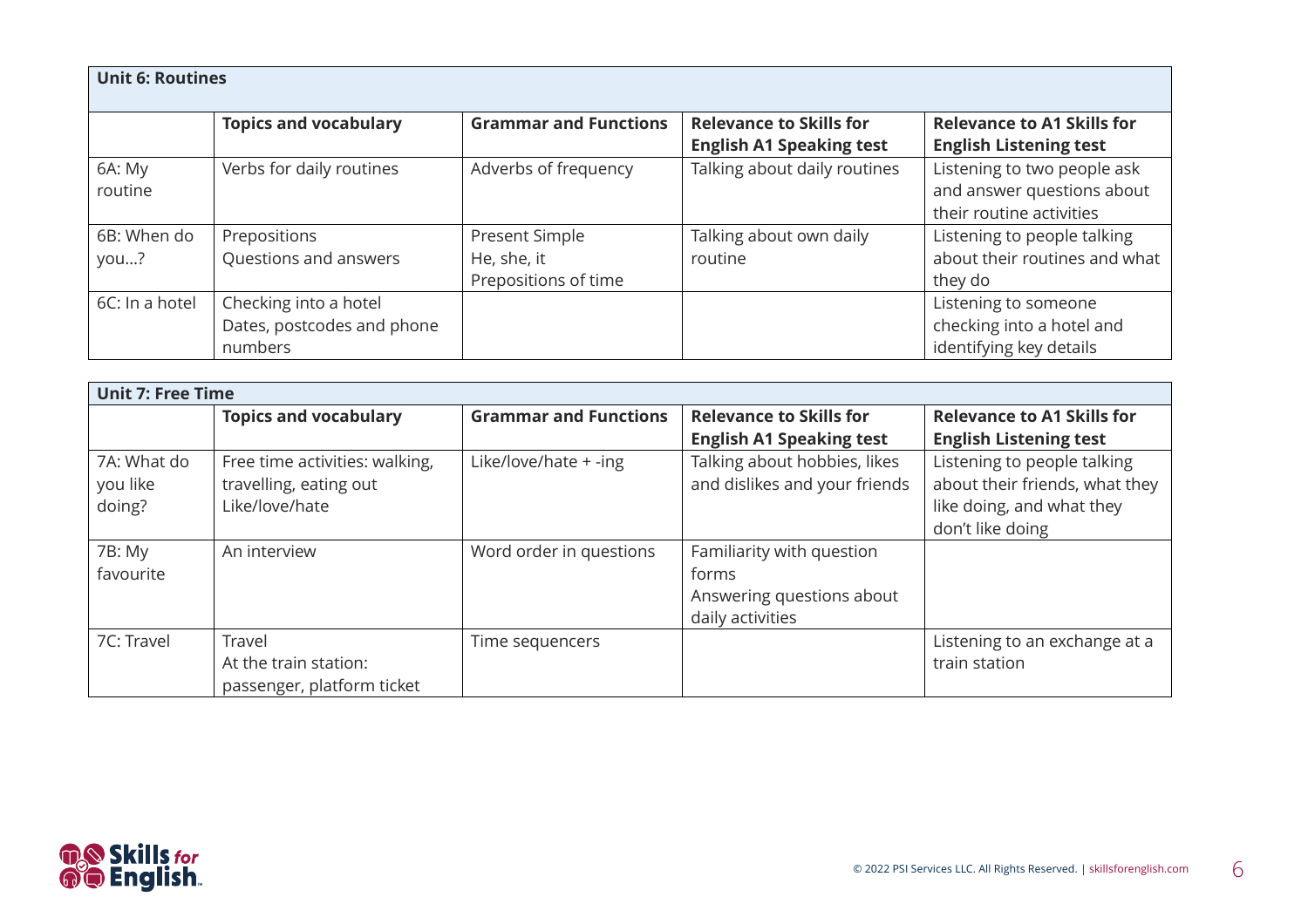| Unit 6: Routines | | | | |
|---|---|---|---|---|
| | **Topics and vocabulary** | **Grammar and Functions** | **Relevance to Skills for English A1 Speaking test** | **Relevance to A1 Skills for English Listening test** |
| 6A: My routine | Verbs for daily routines | Adverbs of frequency | Talking about daily routines | Listening to two people ask and answer questions about their routine activities |
| 6B: When do you…? | Prepositions<br>Questions and answers | Present Simple<br>He, she, it<br>Prepositions of time | Talking about own daily routine | Listening to people talking about their routines and what they do |
| 6C: In a hotel | Checking into a hotel<br>Dates, postcodes and phone numbers | | | Listening to someone checking into a hotel and identifying key details |

| Unit 7: Free Time | | | | |
|---|---|---|---|---|
| | **Topics and vocabulary** | **Grammar and Functions** | **Relevance to Skills for English A1 Speaking test** | **Relevance to A1 Skills for English Listening test** |
| 7A: What do you like doing? | Free time activities: walking, travelling, eating out<br>Like/love/hate | Like/love/hate + -ing | Talking about hobbies, likes and dislikes and your friends | Listening to people talking about their friends, what they like doing, and what they don't like doing |
| 7B: My favourite | An interview | Word order in questions | Familiarity with question forms<br>Answering questions about daily activities | |
| 7C: Travel | Travel<br>At the train station: passenger, platform ticket | Time sequencers | | Listening to an exchange at a train station |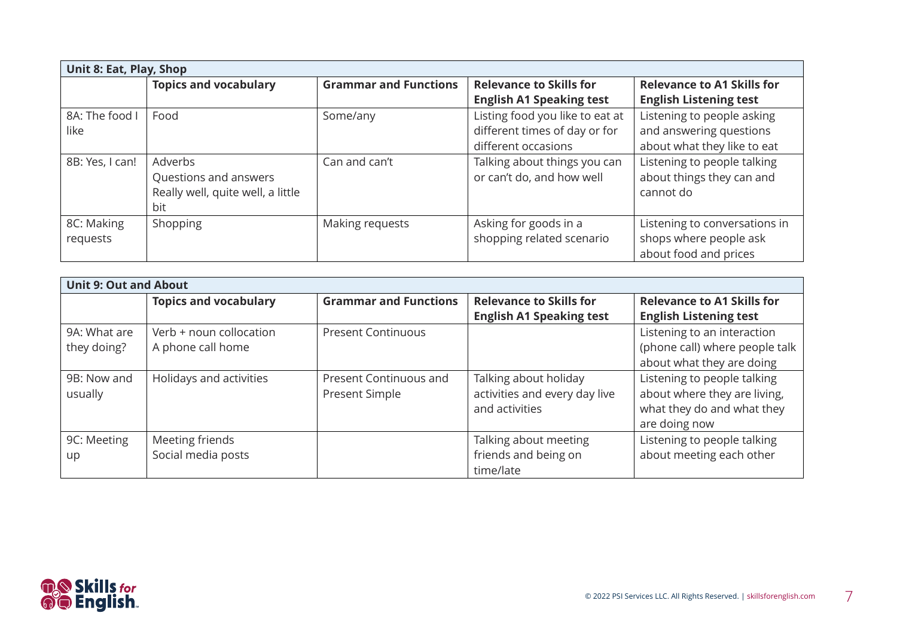| Unit 8: Eat, Play, Shop | | | | |
|---|---|---|---|---|
| | **Topics and vocabulary** | **Grammar and Functions** | **Relevance to Skills for English A1 Speaking test** | **Relevance to A1 Skills for English Listening test** |
| 8A: The food I like | Food | Some/any | Listing food you like to eat at different times of day or for different occasions | Listening to people asking and answering questions about what they like to eat |
| 8B: Yes, I can! | Adverbs<br>Questions and answers<br>Really well, quite well, a little bit | Can and can't | Talking about things you can or can't do, and how well | Listening to people talking about things they can and cannot do |
| 8C: Making requests | Shopping | Making requests | Asking for goods in a shopping related scenario | Listening to conversations in shops where people ask about food and prices |

| Unit 9: Out and About | | | | |
|---|---|---|---|---|
| | **Topics and vocabulary** | **Grammar and Functions** | **Relevance to Skills for English A1 Speaking test** | **Relevance to A1 Skills for English Listening test** |
| 9A: What are they doing? | Verb + noun collocation<br>A phone call home | Present Continuous | | Listening to an interaction (phone call) where people talk about what they are doing |
| 9B: Now and usually | Holidays and activities | Present Continuous and Present Simple | Talking about holiday activities and every day live and activities | Listening to people talking about where they are living, what they do and what they are doing now |
| 9C: Meeting up | Meeting friends<br>Social media posts | | Talking about meeting friends and being on time/late | Listening to people talking about meeting each other |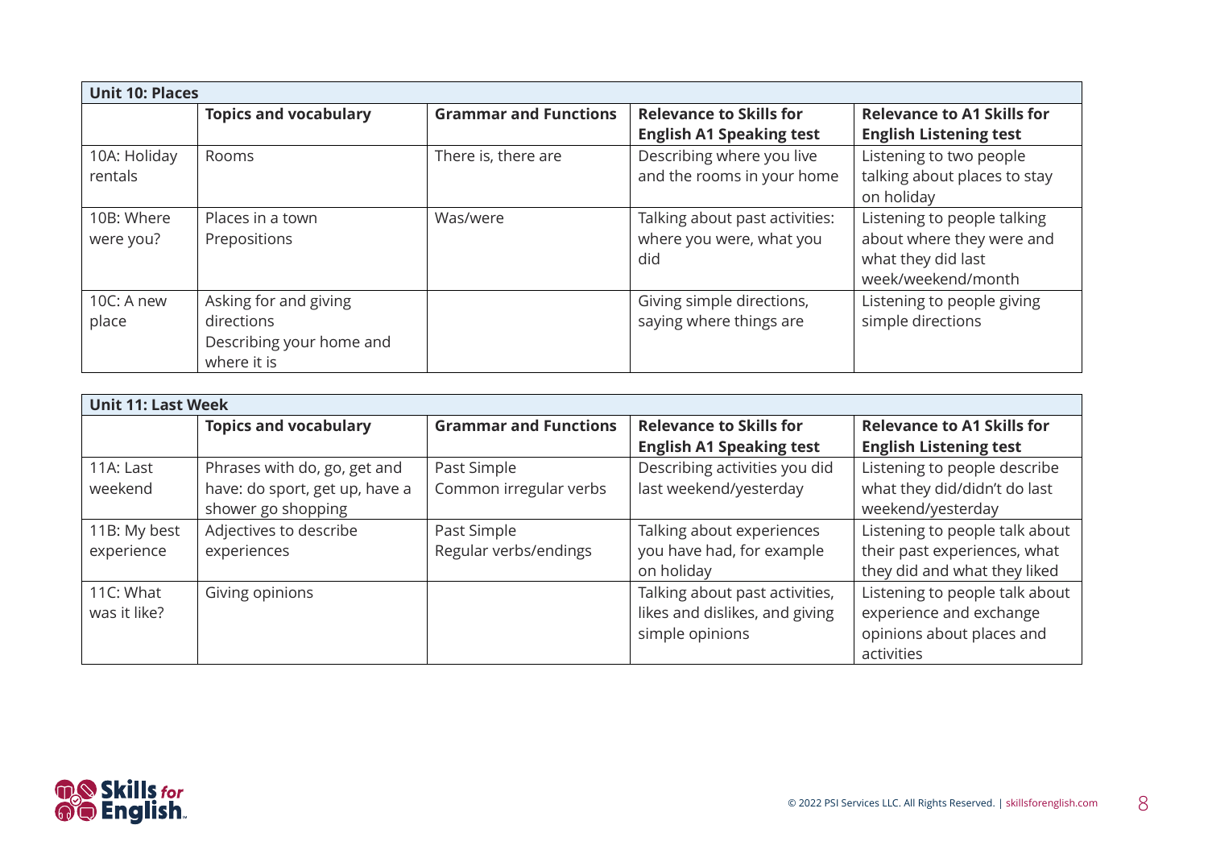| Unit 10: Places | | | | |
|---|---|---|---|---|
| | **Topics and vocabulary** | **Grammar and Functions** | **Relevance to Skills for English A1 Speaking test** | **Relevance to A1 Skills for English Listening test** |
| 10A: Holiday rentals | Rooms | There is, there are | Describing where you live and the rooms in your home | Listening to two people talking about places to stay on holiday |
| 10B: Where were you? | Places in a town<br>Prepositions | Was/were | Talking about past activities: where you were, what you did | Listening to people talking about where they were and what they did last week/weekend/month |
| 10C: A new place | Asking for and giving directions<br>Describing your home and where it is | | Giving simple directions, saying where things are | Listening to people giving simple directions |

| Unit 11: Last Week | | | | |
|---|---|---|---|---|
| | **Topics and vocabulary** | **Grammar and Functions** | **Relevance to Skills for English A1 Speaking test** | **Relevance to A1 Skills for English Listening test** |
| 11A: Last weekend | Phrases with do, go, get and have: do sport, get up, have a shower go shopping | Past Simple<br>Common irregular verbs | Describing activities you did last weekend/yesterday | Listening to people describe what they did/didn't do last weekend/yesterday |
| 11B: My best experience | Adjectives to describe experiences | Past Simple<br>Regular verbs/endings | Talking about experiences you have had, for example on holiday | Listening to people talk about their past experiences, what they did and what they liked |
| 11C: What was it like? | Giving opinions | | Talking about past activities, likes and dislikes, and giving simple opinions | Listening to people talk about experience and exchange opinions about places and activities |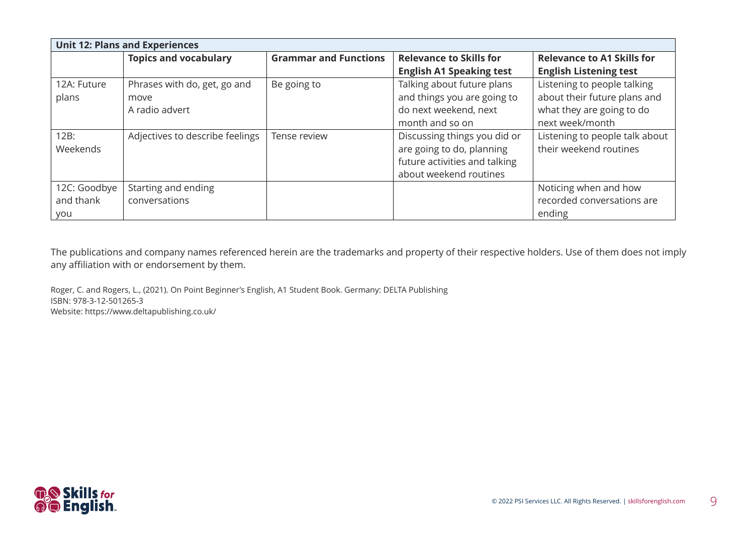| Unit 12: Plans and Experiences | | | | |
|---|---|---|---|---|
| | **Topics and vocabulary** | **Grammar and Functions** | **Relevance to Skills for English A1 Speaking test** | **Relevance to A1 Skills for English Listening test** |
| 12A: Future plans | Phrases with do, get, go and move<br>A radio advert | Be going to | Talking about future plans and things you are going to do next weekend, next month and so on | Listening to people talking about their future plans and what they are going to do next week/month |
| 12B: Weekends | Adjectives to describe feelings | Tense review | Discussing things you did or are going to do, planning future activities and talking about weekend routines | Listening to people talk about their weekend routines |
| 12C: Goodbye and thank you | Starting and ending conversations | | | Noticing when and how recorded conversations are ending |

The publications and company names referenced herein are the trademarks and property of their respective holders. Use of them does not imply any affiliation with or endorsement by them.

Roger, C. and Rogers, L., (2021). On Point Beginner's English, A1 Student Book. Germany: DELTA Publishing
ISBN: 978-3-12-501265-3
Website: https://www.deltapublishing.co.uk/

Skills for English

© 2022 PSI Services LLC. All Rights Reserved. | skillsforenglish.com